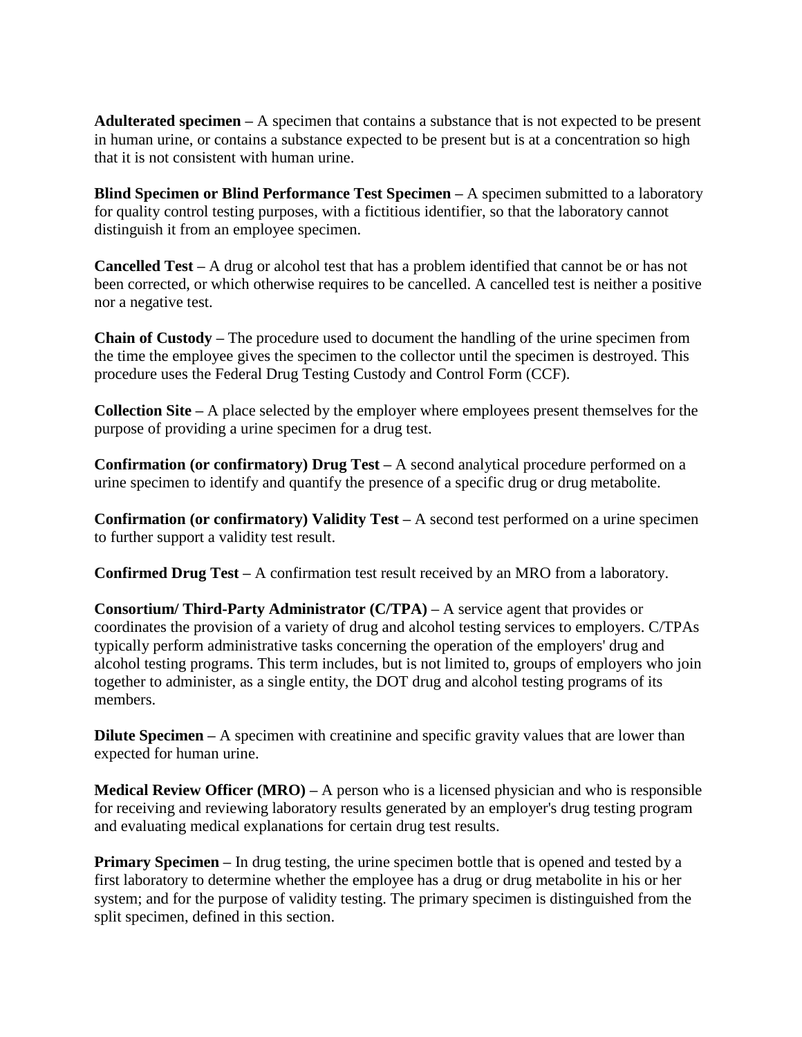**Adulterated specimen –** A specimen that contains a substance that is not expected to be present in human urine, or contains a substance expected to be present but is at a concentration so high that it is not consistent with human urine.

**Blind Specimen or Blind Performance Test Specimen –** A specimen submitted to a laboratory for quality control testing purposes, with a fictitious identifier, so that the laboratory cannot distinguish it from an employee specimen.

**Cancelled Test –** A drug or alcohol test that has a problem identified that cannot be or has not been corrected, or which otherwise requires to be cancelled. A cancelled test is neither a positive nor a negative test.

**Chain of Custody –** The procedure used to document the handling of the urine specimen from the time the employee gives the specimen to the collector until the specimen is destroyed. This procedure uses the Federal Drug Testing Custody and Control Form (CCF).

**Collection Site –** A place selected by the employer where employees present themselves for the purpose of providing a urine specimen for a drug test.

**Confirmation (or confirmatory) Drug Test –** A second analytical procedure performed on a urine specimen to identify and quantify the presence of a specific drug or drug metabolite.

**Confirmation (or confirmatory) Validity Test –** A second test performed on a urine specimen to further support a validity test result.

**Confirmed Drug Test –** A confirmation test result received by an MRO from a laboratory.

**Consortium/ Third-Party Administrator (C/TPA) –** A service agent that provides or coordinates the provision of a variety of drug and alcohol testing services to employers. C/TPAs typically perform administrative tasks concerning the operation of the employers' drug and alcohol testing programs. This term includes, but is not limited to, groups of employers who join together to administer, as a single entity, the DOT drug and alcohol testing programs of its members.

**Dilute Specimen –** A specimen with creatinine and specific gravity values that are lower than expected for human urine.

**Medical Review Officer (MRO) –** A person who is a licensed physician and who is responsible for receiving and reviewing laboratory results generated by an employer's drug testing program and evaluating medical explanations for certain drug test results.

**Primary Specimen –** In drug testing, the urine specimen bottle that is opened and tested by a first laboratory to determine whether the employee has a drug or drug metabolite in his or her system; and for the purpose of validity testing. The primary specimen is distinguished from the split specimen, defined in this section.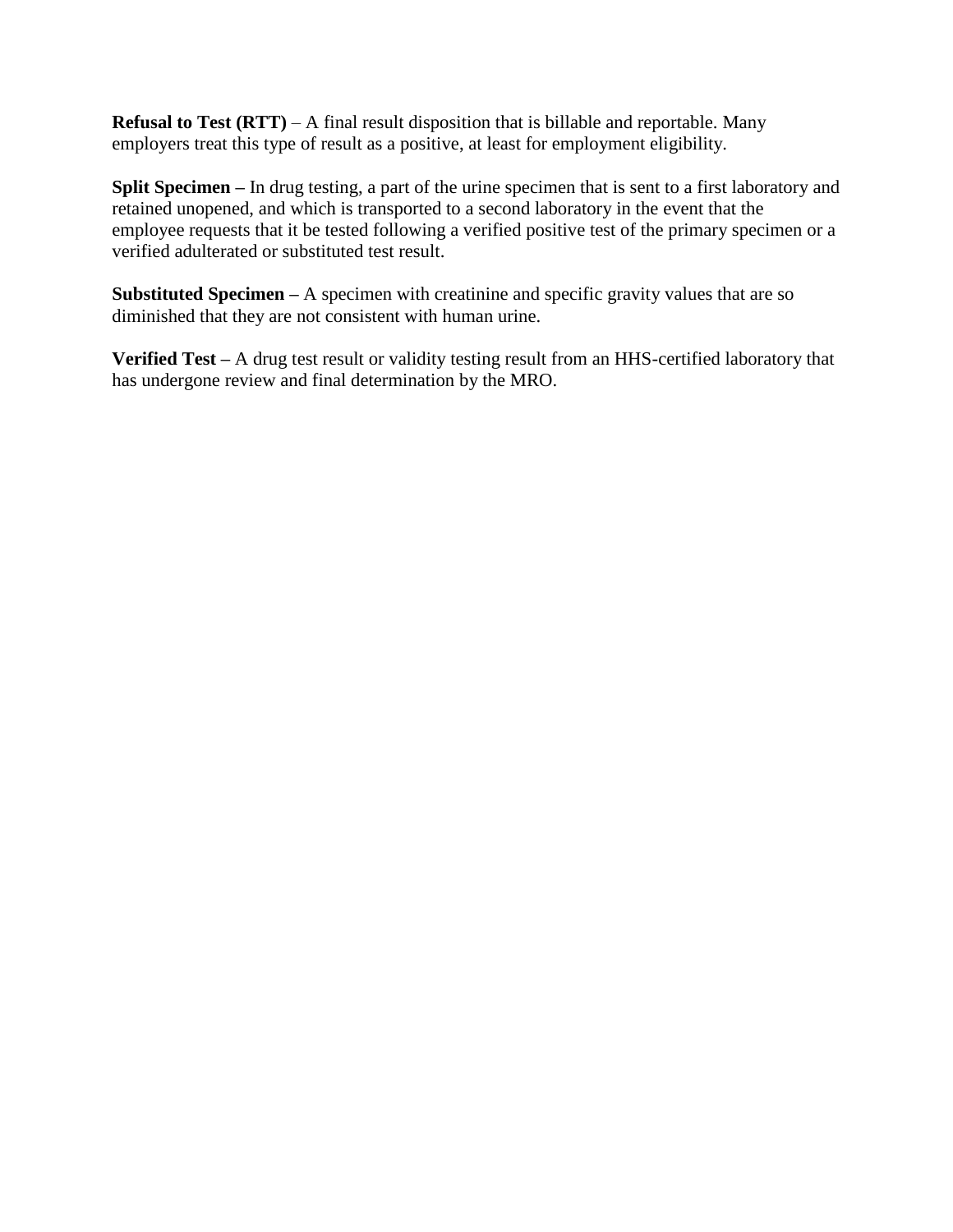**Refusal to Test (RTT)** – A final result disposition that is billable and reportable. Many employers treat this type of result as a positive, at least for employment eligibility.

**Split Specimen –** In drug testing, a part of the urine specimen that is sent to a first laboratory and retained unopened, and which is transported to a second laboratory in the event that the employee requests that it be tested following a verified positive test of the primary specimen or a verified adulterated or substituted test result.

**Substituted Specimen –** A specimen with creatinine and specific gravity values that are so diminished that they are not consistent with human urine.

**Verified Test –** A drug test result or validity testing result from an HHS-certified laboratory that has undergone review and final determination by the MRO.